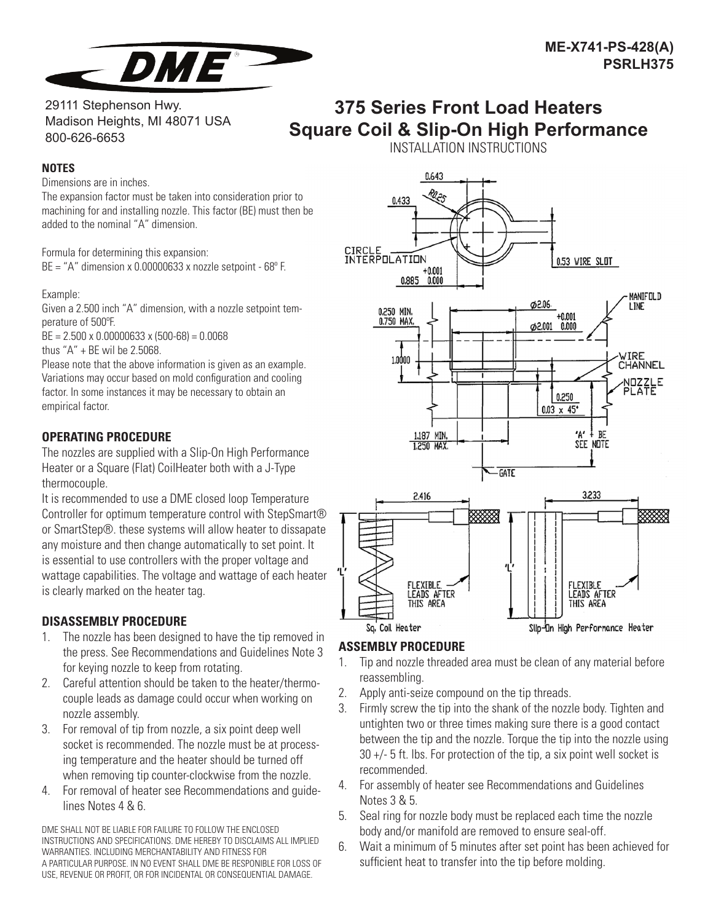ME-X741-PS-428(A)
PSRLH375

DME

29111 Stephenson Hwy.
Madison Heights, MI 48071 USA
800-626-6653

# 375 Series Front Load Heaters Square Coil & Slip-On High Performance

INSTALLATION INSTRUCTIONS

### NOTES

Dimensions are in inches.

The expansion factor must be taken into consideration prior to machining for and installing nozzle. This factor (BE) must then be added to the nominal "A" dimension.

Formula for determining this expansion:
BE = "A" dimension x 0.00000633 x nozzle setpoint - 68º F.

Example:
Given a 2.500 inch "A" dimension, with a nozzle setpoint temperature of 500ºF.
BE = 2.500 x 0.00000633 x (500-68) = 0.0068
thus "A" + BE wil be 2.5068.
Please note that the above information is given as an example. Variations may occur based on mold configuration and cooling factor. In some instances it may be necessary to obtain an empirical factor.

### OPERATING PROCEDURE

The nozzles are supplied with a Slip-On High Performance Heater or a Square (Flat) CoilHeater both with a J-Type thermocouple.

It is recommended to use a DME closed loop Temperature Controller for optimum temperature control with StepSmart® or SmartStep®. these systems will allow heater to dissapate any moisture and then change automatically to set point. It is essential to use controllers with the proper voltage and wattage capabilities. The voltage and wattage of each heater is clearly marked on the heater tag.

### DISASSEMBLY PROCEDURE

1. The nozzle has been designed to have the tip removed in the press. See Recommendations and Guidelines Note 3 for keying nozzle to keep from rotating.
2. Careful attention should be taken to the heater/thermocouple leads as damage could occur when working on nozzle assembly.
3. For removal of tip from nozzle, a six point deep well socket is recommended. The nozzle must be at processing temperature and the heater should be turned off when removing tip counter-clockwise from the nozzle.
4. For removal of heater see Recommendations and guidelines Notes 4 & 6.

DME SHALL NOT BE LIABLE FOR FAILURE TO FOLLOW THE ENCLOSED INSTRUCTIONS AND SPECIFICATIONS. DME HEREBY TO DISCLAIMS ALL IMPLIED WARRANTIES. INCLUDING MERCHANTABILITY AND FITNESS FOR A PARTICULAR PURPOSE. IN NO EVENT SHALL DME BE RESPONIBLE FOR LOSS OF USE, REVENUE OR PROFIT, OR FOR INCIDENTAL OR CONSEQUENTIAL DAMAGE.

0.643
R0.25
0.433
CIRCLE INTERPOLATION
0.53 WIRE SLOT
0.885 +0.001 / 0.000
0.250 MIN. 0.750 MAX.
Ø2.06
Ø2.001 +0.001 / 0.000
MANIFOLD LINE
1.0000
WIRE CHANNEL
NOZZLE PLATE
0.250
0.03 x 45°
1.187 MIN. 1.250 MAX.
'A' + BE SEE NOTE
GATE

2.416
'L'
FLEXIBLE LEADS AFTER THIS AREA
Sq. Coil Heater

3.233
'L'
FLEXIBLE LEADS AFTER THIS AREA
Slip-On High Performance Heater

### ASSEMBLY PROCEDURE

1. Tip and nozzle threaded area must be clean of any material before reassembling.
2. Apply anti-seize compound on the tip threads.
3. Firmly screw the tip into the shank of the nozzle body. Tighten and untighten two or three times making sure there is a good contact between the tip and the nozzle. Torque the tip into the nozzle using 30 +/- 5 ft. lbs. For protection of the tip, a six point well socket is recommended.
4. For assembly of heater see Recommendations and Guidelines Notes 3 & 5.
5. Seal ring for nozzle body must be replaced each time the nozzle body and/or manifold are removed to ensure seal-off.
6. Wait a minimum of 5 minutes after set point has been achieved for sufficient heat to transfer into the tip before molding.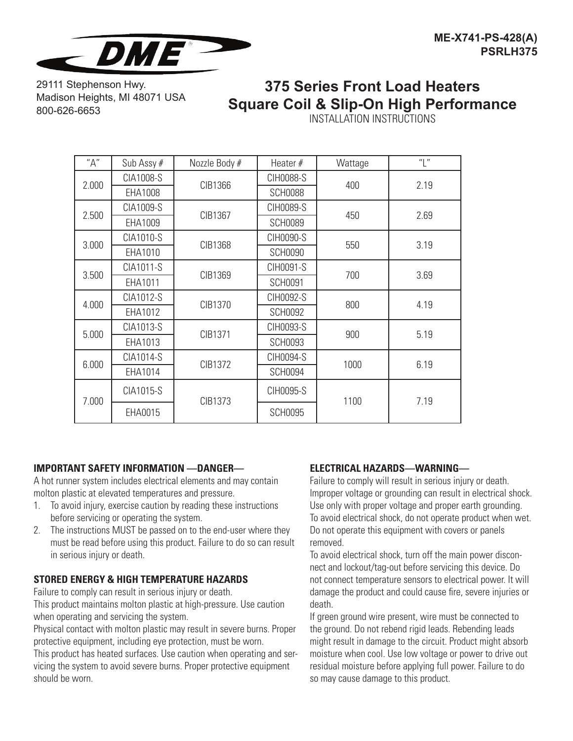ME-X741-PS-428(A)
PSRLH375

29111 Stephenson Hwy.
Madison Heights, MI 48071 USA
800-626-6653

# 375 Series Front Load Heaters Square Coil & Slip-On High Performance

INSTALLATION INSTRUCTIONS

| "A" | Sub Assy # | Nozzle Body # | Heater # | Wattage | "L" |
|---|---|---|---|---|---|
| 2.000 | CIA1008-S | CIB1366 | CIH0088-S | 400 | 2.19 |
| | EHA1008 | | SCH0088 | | |
| 2.500 | CIA1009-S | CIB1367 | CIH0089-S | 450 | 2.69 |
| | EHA1009 | | SCH0089 | | |
| 3.000 | CIA1010-S | CIB1368 | CIH0090-S | 550 | 3.19 |
| | EHA1010 | | SCH0090 | | |
| 3.500 | CIA1011-S | CIB1369 | CIH0091-S | 700 | 3.69 |
| | EHA1011 | | SCH0091 | | |
| 4.000 | CIA1012-S | CIB1370 | CIH0092-S | 800 | 4.19 |
| | EHA1012 | | SCH0092 | | |
| 5.000 | CIA1013-S | CIB1371 | CIH0093-S | 900 | 5.19 |
| | EHA1013 | | SCH0093 | | |
| 6.000 | CIA1014-S | CIB1372 | CIH0094-S | 1000 | 6.19 |
| | EHA1014 | | SCH0094 | | |
| 7.000 | CIA1015-S | CIB1373 | CIH0095-S | 1100 | 7.19 |
| | EHA0015 | | SCH0095 | | |

### IMPORTANT SAFETY INFORMATION —DANGER—

A hot runner system includes electrical elements and may contain molton plastic at elevated temperatures and pressure.

1. To avoid injury, exercise caution by reading these instructions before servicing or operating the system.
2. The instructions MUST be passed on to the end-user where they must be read before using this product. Failure to do so can result in serious injury or death.

### STORED ENERGY & HIGH TEMPERATURE HAZARDS

Failure to comply can result in serious injury or death.
This product maintains molton plastic at high-pressure. Use caution when operating and servicing the system.
Physical contact with molton plastic may result in severe burns. Proper protective equipment, including eye protection, must be worn.
This product has heated surfaces. Use caution when operating and servicing the system to avoid severe burns. Proper protective equipment should be worn.

### ELECTRICAL HAZARDS—WARNING—

Failure to comply will result in serious injury or death.
Improper voltage or grounding can result in electrical shock. Use only with proper voltage and proper earth grounding.
To avoid electrical shock, do not operate product when wet.
Do not operate this equipment with covers or panels removed.
To avoid electrical shock, turn off the main power disconnect and lockout/tag-out before servicing this device. Do not connect temperature sensors to electrical power. It will damage the product and could cause fire, severe injuries or death.
If green ground wire present, wire must be connected to the ground. Do not rebend rigid leads. Rebending leads might result in damage to the circuit. Product might absorb moisture when cool. Use low voltage or power to drive out residual moisture before applying full power. Failure to do so may cause damage to this product.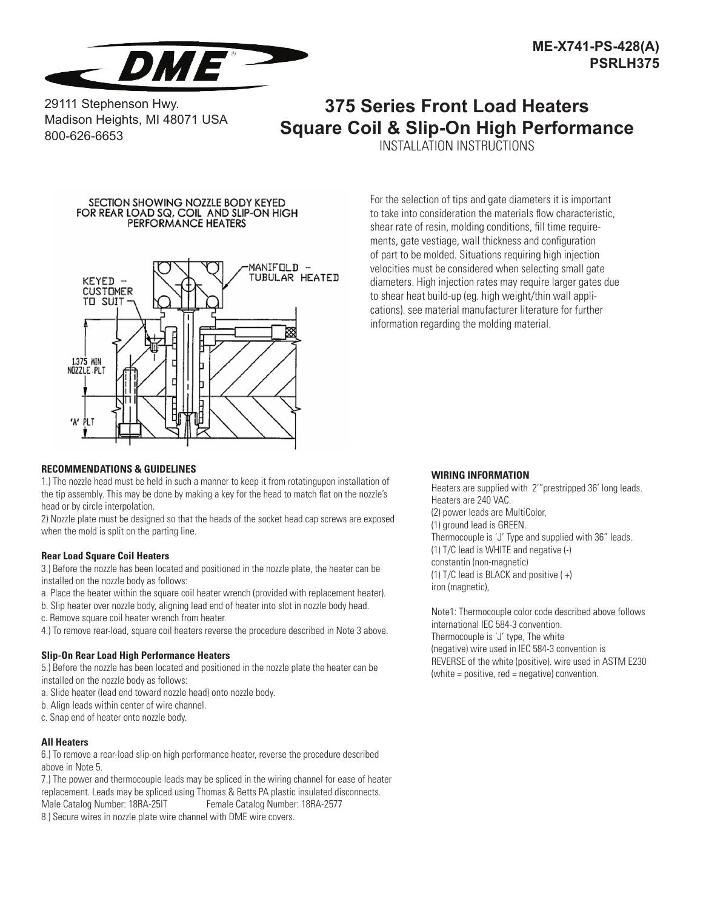ME-X741-PS-428(A)
PSRLH375

29111 Stephenson Hwy.
Madison Heights, MI 48071 USA
800-626-6653

# 375 Series Front Load Heaters Square Coil & Slip-On High Performance

INSTALLATION INSTRUCTIONS

SECTION SHOWING NOZZLE BODY KEYED FOR REAR LOAD SQ. COIL AND SLIP-ON HIGH PERFORMANCE HEATERS

MANIFOLD – TUBULAR HEATED

KEYED – CUSTOMER TO SUIT

1.375 MIN NOZZLE PLT

'A' PLT

For the selection of tips and gate diameters it is important to take into consideration the materials flow characteristic, shear rate of resin, molding conditions, fill time requirements, gate vestiage, wall thickness and configuration of part to be molded. Situations requiring high injection velocities must be considered when selecting small gate diameters. High injection rates may require larger gates due to shear heat build-up (eg. high weight/thin wall applications). see material manufacturer literature for further information regarding the molding material.

### RECOMMENDATIONS & GUIDELINES

1.) The nozzle head must be held in such a manner to keep it from rotatingupon installation of the tip assembly. This may be done by making a key for the head to match flat on the nozzle's head or by circle interpolation.

2) Nozzle plate must be designed so that the heads of the socket head cap screws are exposed when the mold is split on the parting line.

#### Rear Load Square Coil Heaters

3.) Before the nozzle has been located and positioned in the nozzle plate, the heater can be installed on the nozzle body as follows:

a. Place the heater within the square coil heater wrench (provided with replacement heater).
b. Slip heater over nozzle body, aligning lead end of heater into slot in nozzle body head.
c. Remove square coil heater wrench from heater.

4.) To remove rear-load, square coil heaters reverse the procedure described in Note 3 above.

#### Slip-On Rear Load High Performance Heaters

5.) Before the nozzle has been located and positioned in the nozzle plate the heater can be installed on the nozzle body as follows:

a. Slide heater (lead end toward nozzle head) onto nozzle body.
b. Align leads within center of wire channel.
c. Snap end of heater onto nozzle body.

#### All Heaters

6.) To remove a rear-load slip-on high performance heater, reverse the procedure described above in Note 5.

7.) The power and thermocouple leads may be spliced in the wiring channel for ease of heater replacement. Leads may be spliced using Thomas & Betts PA plastic insulated disconnects.
Male Catalog Number: 18RA-25IT Female Catalog Number: 18RA-2577

8.) Secure wires in nozzle plate wire channel with DME wire covers.

### WIRING INFORMATION

Heaters are supplied with 2'"prestripped 36' long leads.
Heaters are 240 VAC.
(2) power leads are MultiColor,
(1) ground lead is GREEN.
Thermocouple is 'J' Type and supplied with 36" leads.
(1) T/C lead is WHITE and negative (-) constantin (non-magnetic)
(1) T/C lead is BLACK and positive ( +) iron (magnetic),

Note1: Thermocouple color code described above follows international IEC 584-3 convention.
Thermocouple is 'J' type, The white (negative) wire used in IEC 584-3 convention is REVERSE of the white (positive). wire used in ASTM E230 (white = positive, red = negative) convention.